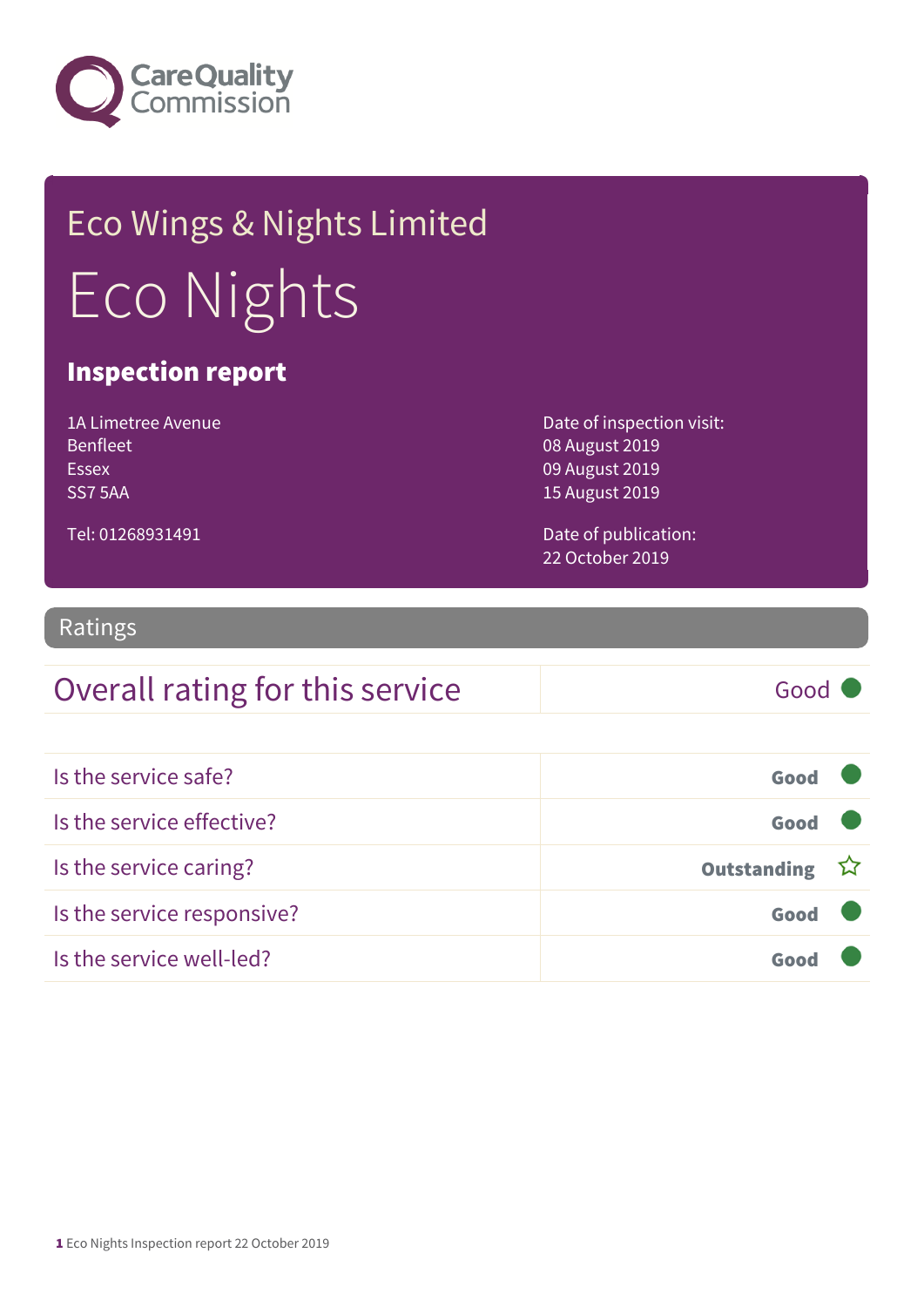Care Quality Commission

# Eco Wings & Nights Limited

# Eco Nights

## Inspection report

1A Limetree Avenue
Benfleet
Essex
SS7 5AA

Tel: 01268931491

Date of inspection visit:
08 August 2019
09 August 2019
15 August 2019

Date of publication:
22 October 2019

## Ratings

| Overall rating for this service | Good |
| --- | --- |

| | |
| --- | --- |
| Is the service safe? | **Good** |
| Is the service effective? | **Good** |
| Is the service caring? | **Outstanding** |
| Is the service responsive? | **Good** |
| Is the service well-led? | **Good** |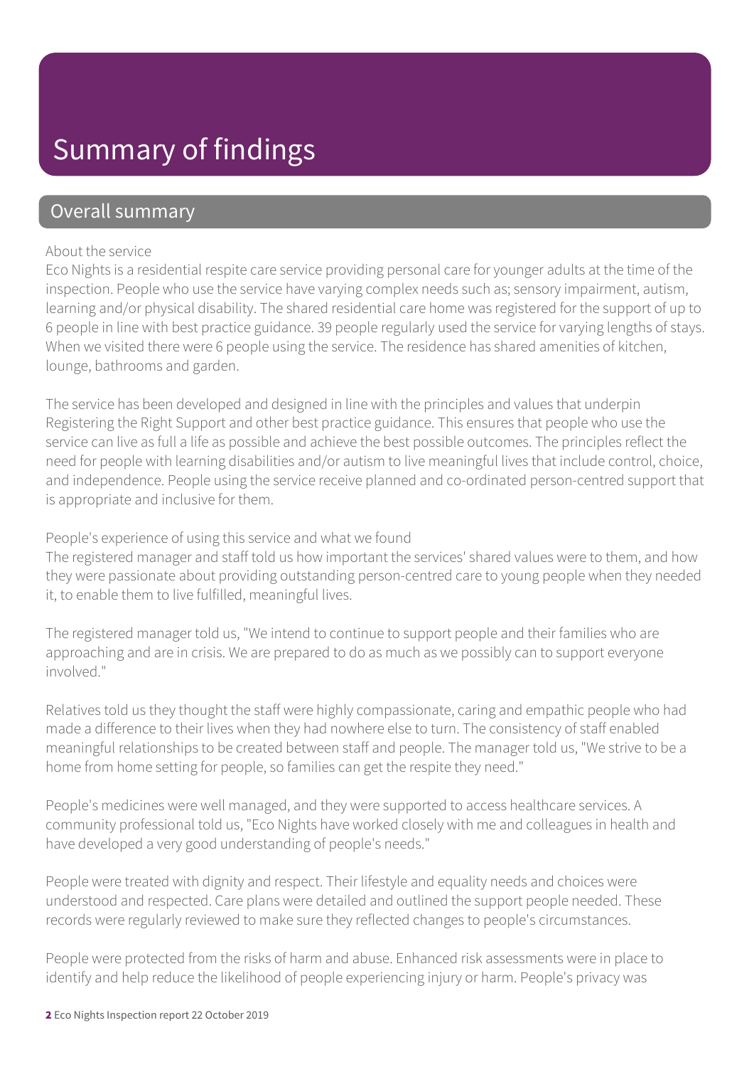# Summary of findings

## Overall summary

About the service

Eco Nights is a residential respite care service providing personal care for younger adults at the time of the inspection. People who use the service have varying complex needs such as; sensory impairment, autism, learning and/or physical disability. The shared residential care home was registered for the support of up to 6 people in line with best practice guidance. 39 people regularly used the service for varying lengths of stays. When we visited there were 6 people using the service. The residence has shared amenities of kitchen, lounge, bathrooms and garden.

The service has been developed and designed in line with the principles and values that underpin Registering the Right Support and other best practice guidance. This ensures that people who use the service can live as full a life as possible and achieve the best possible outcomes. The principles reflect the need for people with learning disabilities and/or autism to live meaningful lives that include control, choice, and independence. People using the service receive planned and co-ordinated person-centred support that is appropriate and inclusive for them.

People's experience of using this service and what we found

The registered manager and staff told us how important the services' shared values were to them, and how they were passionate about providing outstanding person-centred care to young people when they needed it, to enable them to live fulfilled, meaningful lives.

The registered manager told us, "We intend to continue to support people and their families who are approaching and are in crisis. We are prepared to do as much as we possibly can to support everyone involved."

Relatives told us they thought the staff were highly compassionate, caring and empathic people who had made a difference to their lives when they had nowhere else to turn. The consistency of staff enabled meaningful relationships to be created between staff and people. The manager told us, "We strive to be a home from home setting for people, so families can get the respite they need."

People's medicines were well managed, and they were supported to access healthcare services. A community professional told us, "Eco Nights have worked closely with me and colleagues in health and have developed a very good understanding of people's needs."

People were treated with dignity and respect. Their lifestyle and equality needs and choices were understood and respected. Care plans were detailed and outlined the support people needed. These records were regularly reviewed to make sure they reflected changes to people's circumstances.

People were protected from the risks of harm and abuse. Enhanced risk assessments were in place to identify and help reduce the likelihood of people experiencing injury or harm. People's privacy was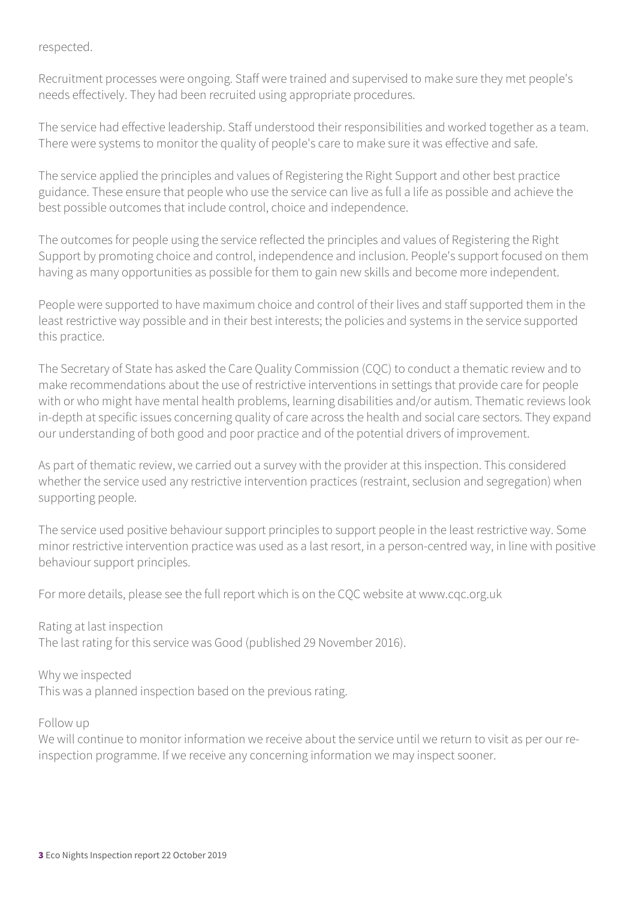respected.

Recruitment processes were ongoing. Staff were trained and supervised to make sure they met people's needs effectively. They had been recruited using appropriate procedures.

The service had effective leadership. Staff understood their responsibilities and worked together as a team. There were systems to monitor the quality of people's care to make sure it was effective and safe.

The service applied the principles and values of Registering the Right Support and other best practice guidance. These ensure that people who use the service can live as full a life as possible and achieve the best possible outcomes that include control, choice and independence.

The outcomes for people using the service reflected the principles and values of Registering the Right Support by promoting choice and control, independence and inclusion. People's support focused on them having as many opportunities as possible for them to gain new skills and become more independent.

People were supported to have maximum choice and control of their lives and staff supported them in the least restrictive way possible and in their best interests; the policies and systems in the service supported this practice.

The Secretary of State has asked the Care Quality Commission (CQC) to conduct a thematic review and to make recommendations about the use of restrictive interventions in settings that provide care for people with or who might have mental health problems, learning disabilities and/or autism. Thematic reviews look in-depth at specific issues concerning quality of care across the health and social care sectors. They expand our understanding of both good and poor practice and of the potential drivers of improvement.

As part of thematic review, we carried out a survey with the provider at this inspection. This considered whether the service used any restrictive intervention practices (restraint, seclusion and segregation) when supporting people.

The service used positive behaviour support principles to support people in the least restrictive way. Some minor restrictive intervention practice was used as a last resort, in a person-centred way, in line with positive behaviour support principles.

For more details, please see the full report which is on the CQC website at www.cqc.org.uk

Rating at last inspection
The last rating for this service was Good (published 29 November 2016).

Why we inspected
This was a planned inspection based on the previous rating.

Follow up
We will continue to monitor information we receive about the service until we return to visit as per our re-inspection programme. If we receive any concerning information we may inspect sooner.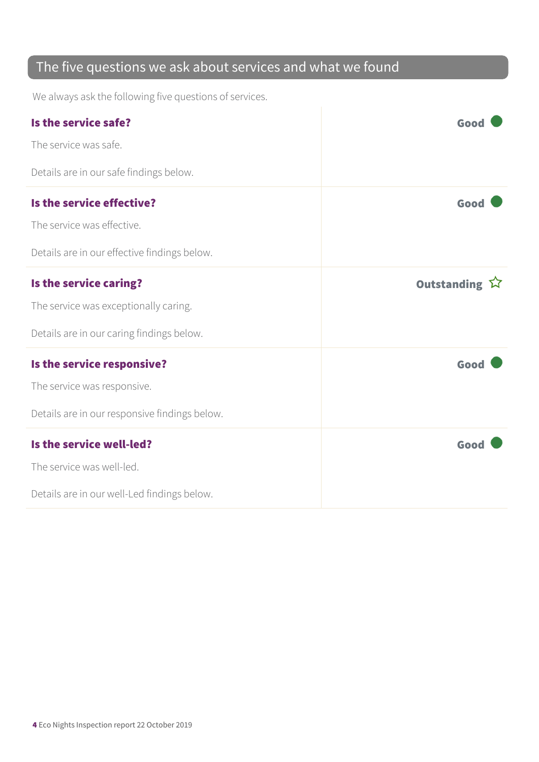## The five questions we ask about services and what we found

We always ask the following five questions of services.

| | |
|---|---|
| **Is the service safe?**<br><br>The service was safe.<br><br>Details are in our safe findings below. | **Good** |
| **Is the service effective?**<br><br>The service was effective.<br><br>Details are in our effective findings below. | **Good** |
| **Is the service caring?**<br><br>The service was exceptionally caring.<br><br>Details are in our caring findings below. | **Outstanding** ☆ |
| **Is the service responsive?**<br><br>The service was responsive.<br><br>Details are in our responsive findings below. | **Good** |
| **Is the service well-led?**<br><br>The service was well-led.<br><br>Details are in our well-Led findings below. | **Good** |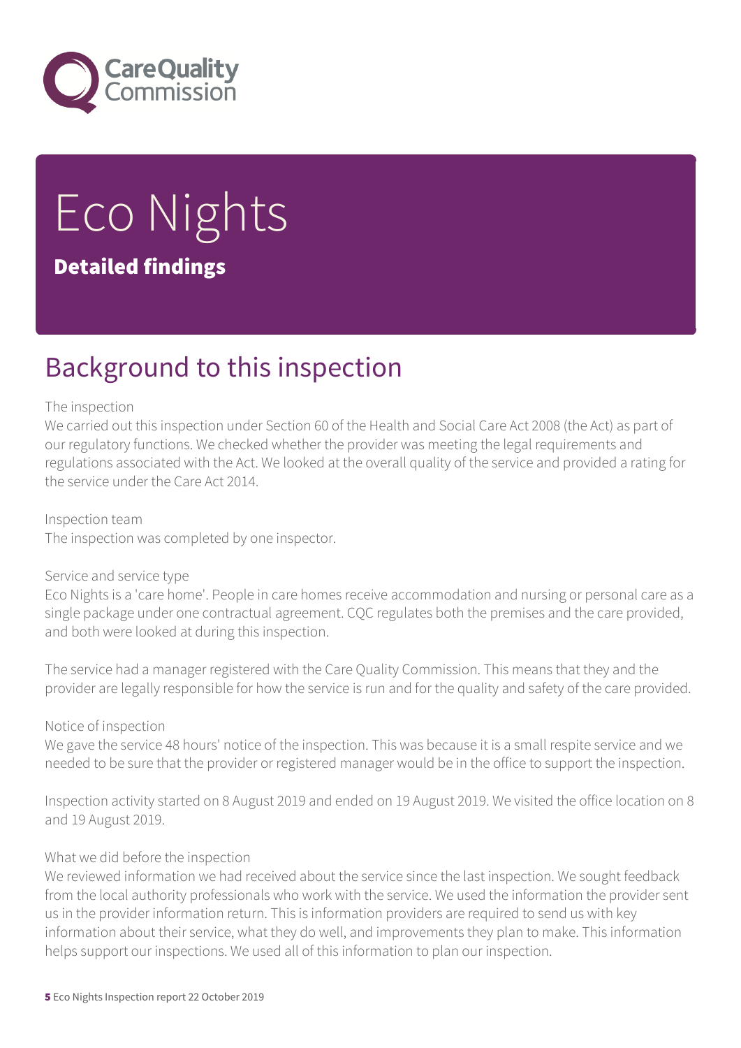# Eco Nights

**Detailed findings**

## Background to this inspection

The inspection

We carried out this inspection under Section 60 of the Health and Social Care Act 2008 (the Act) as part of our regulatory functions. We checked whether the provider was meeting the legal requirements and regulations associated with the Act. We looked at the overall quality of the service and provided a rating for the service under the Care Act 2014.

Inspection team

The inspection was completed by one inspector.

Service and service type

Eco Nights is a 'care home'. People in care homes receive accommodation and nursing or personal care as a single package under one contractual agreement. CQC regulates both the premises and the care provided, and both were looked at during this inspection.

The service had a manager registered with the Care Quality Commission. This means that they and the provider are legally responsible for how the service is run and for the quality and safety of the care provided.

Notice of inspection

We gave the service 48 hours' notice of the inspection. This was because it is a small respite service and we needed to be sure that the provider or registered manager would be in the office to support the inspection.

Inspection activity started on 8 August 2019 and ended on 19 August 2019. We visited the office location on 8 and 19 August 2019.

What we did before the inspection

We reviewed information we had received about the service since the last inspection. We sought feedback from the local authority professionals who work with the service. We used the information the provider sent us in the provider information return. This is information providers are required to send us with key information about their service, what they do well, and improvements they plan to make. This information helps support our inspections. We used all of this information to plan our inspection.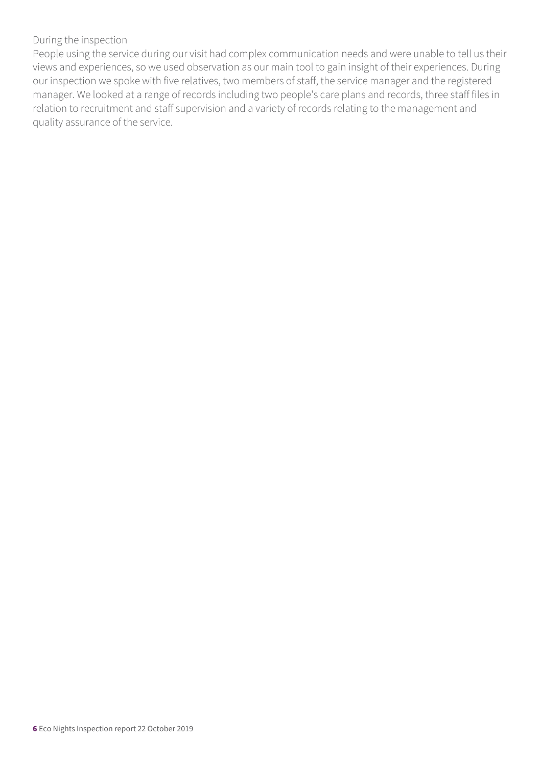During the inspection

People using the service during our visit had complex communication needs and were unable to tell us their views and experiences, so we used observation as our main tool to gain insight of their experiences. During our inspection we spoke with five relatives, two members of staff, the service manager and the registered manager. We looked at a range of records including two people's care plans and records, three staff files in relation to recruitment and staff supervision and a variety of records relating to the management and quality assurance of the service.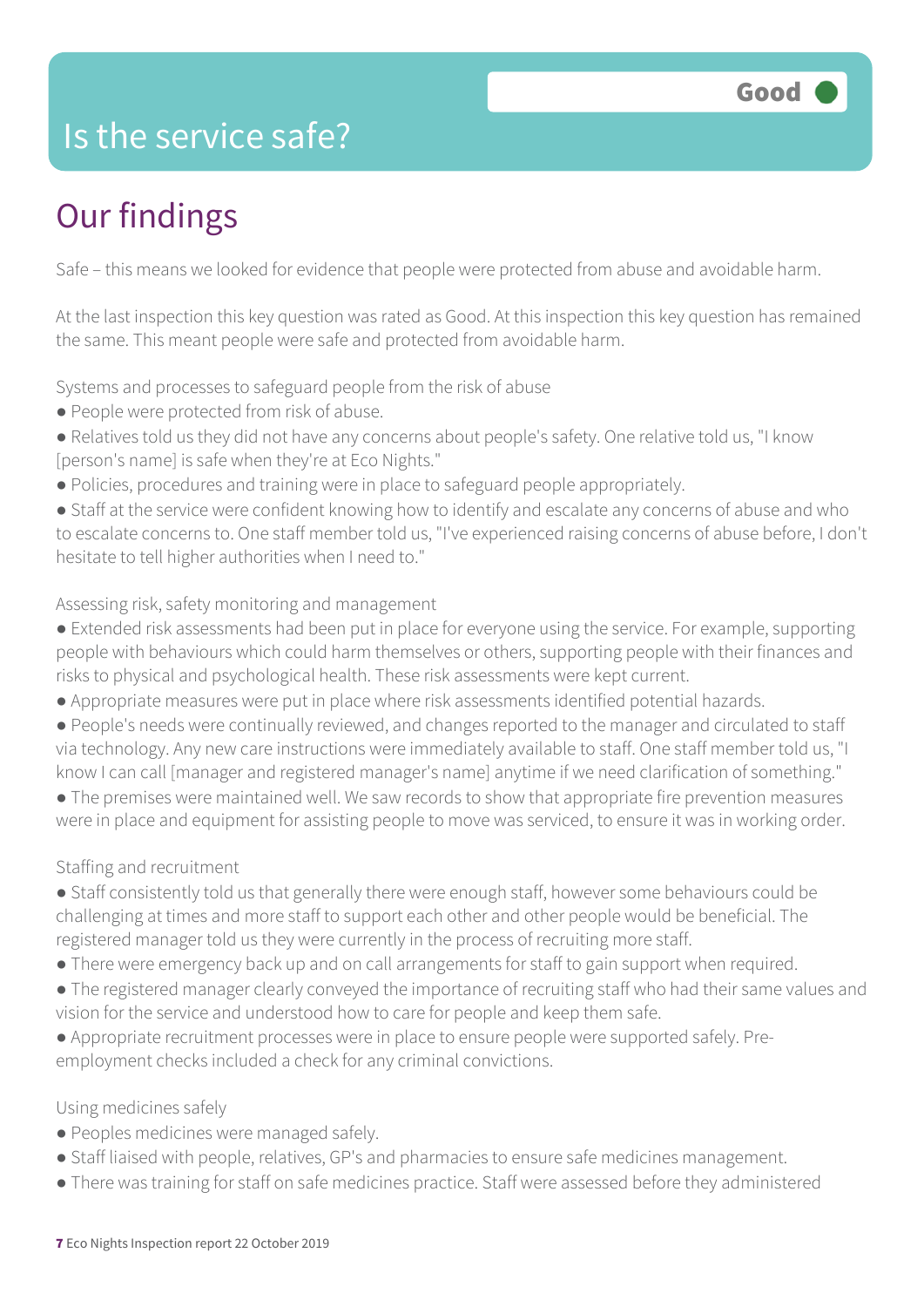# Is the service safe?

**Good**

## Our findings

Safe – this means we looked for evidence that people were protected from abuse and avoidable harm.

At the last inspection this key question was rated as Good. At this inspection this key question has remained the same. This meant people were safe and protected from avoidable harm.

Systems and processes to safeguard people from the risk of abuse

- People were protected from risk of abuse.
- Relatives told us they did not have any concerns about people's safety. One relative told us, "I know [person's name] is safe when they're at Eco Nights."
- Policies, procedures and training were in place to safeguard people appropriately.
- Staff at the service were confident knowing how to identify and escalate any concerns of abuse and who to escalate concerns to. One staff member told us, "I've experienced raising concerns of abuse before, I don't hesitate to tell higher authorities when I need to."

Assessing risk, safety monitoring and management

- Extended risk assessments had been put in place for everyone using the service. For example, supporting people with behaviours which could harm themselves or others, supporting people with their finances and risks to physical and psychological health. These risk assessments were kept current.
- Appropriate measures were put in place where risk assessments identified potential hazards.
- People's needs were continually reviewed, and changes reported to the manager and circulated to staff via technology. Any new care instructions were immediately available to staff. One staff member told us, "I know I can call [manager and registered manager's name] anytime if we need clarification of something."
- The premises were maintained well. We saw records to show that appropriate fire prevention measures were in place and equipment for assisting people to move was serviced, to ensure it was in working order.

Staffing and recruitment

- Staff consistently told us that generally there were enough staff, however some behaviours could be challenging at times and more staff to support each other and other people would be beneficial. The registered manager told us they were currently in the process of recruiting more staff.
- There were emergency back up and on call arrangements for staff to gain support when required.
- The registered manager clearly conveyed the importance of recruiting staff who had their same values and vision for the service and understood how to care for people and keep them safe.
- Appropriate recruitment processes were in place to ensure people were supported safely. Pre-employment checks included a check for any criminal convictions.

Using medicines safely

- Peoples medicines were managed safely.
- Staff liaised with people, relatives, GP's and pharmacies to ensure safe medicines management.
- There was training for staff on safe medicines practice. Staff were assessed before they administered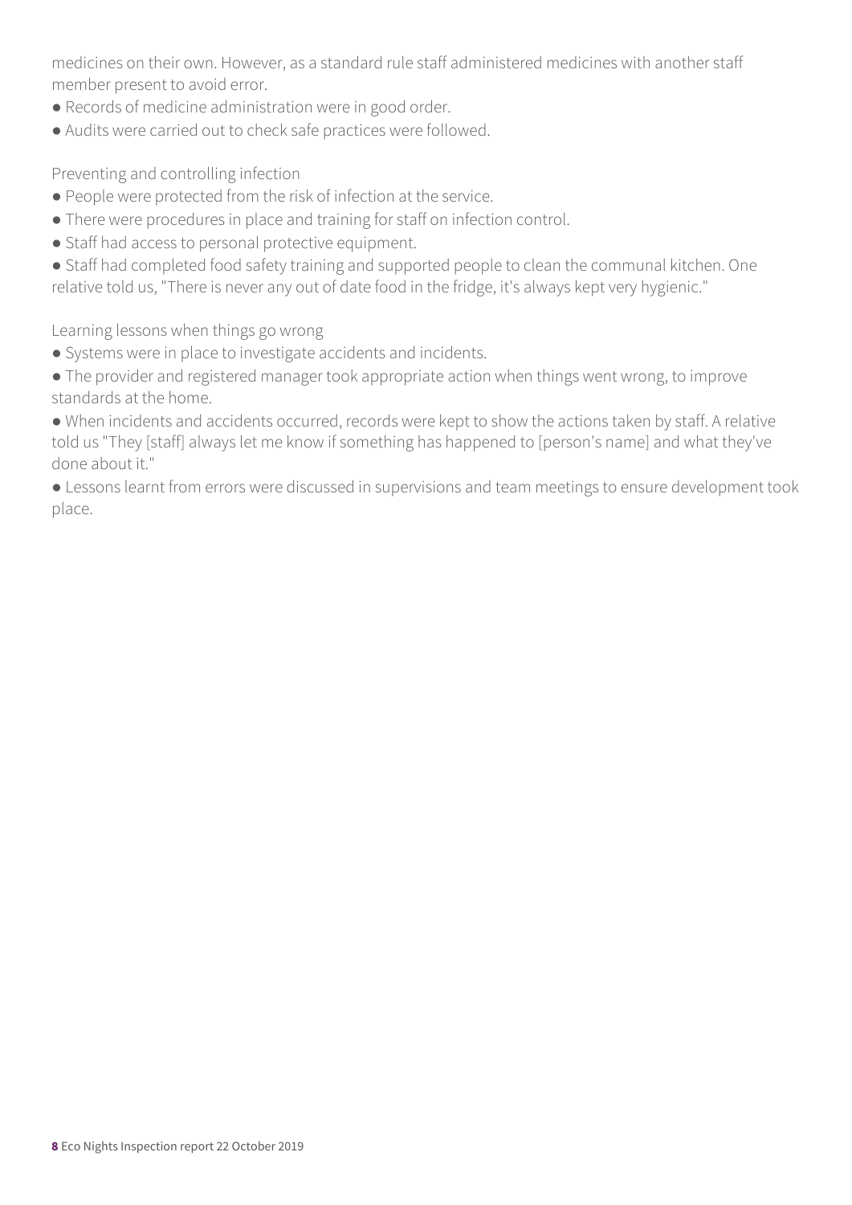medicines on their own. However, as a standard rule staff administered medicines with another staff member present to avoid error.

- Records of medicine administration were in good order.
- Audits were carried out to check safe practices were followed.

Preventing and controlling infection

- People were protected from the risk of infection at the service.
- There were procedures in place and training for staff on infection control.
- Staff had access to personal protective equipment.
- Staff had completed food safety training and supported people to clean the communal kitchen. One relative told us, "There is never any out of date food in the fridge, it's always kept very hygienic."

Learning lessons when things go wrong

- Systems were in place to investigate accidents and incidents.
- The provider and registered manager took appropriate action when things went wrong, to improve standards at the home.
- When incidents and accidents occurred, records were kept to show the actions taken by staff. A relative told us "They [staff] always let me know if something has happened to [person's name] and what they've done about it."
- Lessons learnt from errors were discussed in supervisions and team meetings to ensure development took place.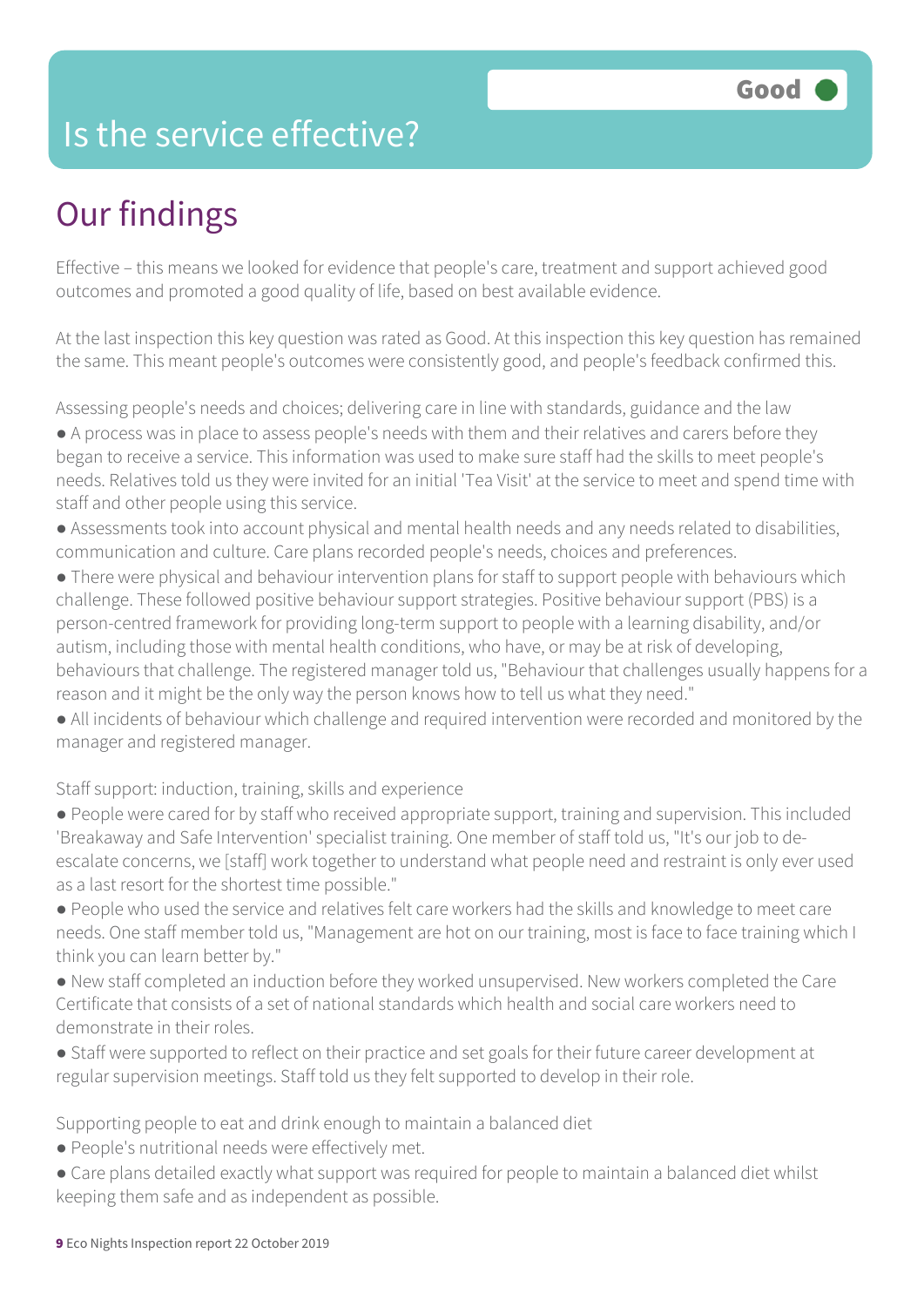# Is the service effective?

**Good**

## Our findings

Effective – this means we looked for evidence that people's care, treatment and support achieved good outcomes and promoted a good quality of life, based on best available evidence.

At the last inspection this key question was rated as Good. At this inspection this key question has remained the same. This meant people's outcomes were consistently good, and people's feedback confirmed this.

Assessing people's needs and choices; delivering care in line with standards, guidance and the law

- A process was in place to assess people's needs with them and their relatives and carers before they began to receive a service. This information was used to make sure staff had the skills to meet people's needs. Relatives told us they were invited for an initial 'Tea Visit' at the service to meet and spend time with staff and other people using this service.
- Assessments took into account physical and mental health needs and any needs related to disabilities, communication and culture. Care plans recorded people's needs, choices and preferences.
- There were physical and behaviour intervention plans for staff to support people with behaviours which challenge. These followed positive behaviour support strategies. Positive behaviour support (PBS) is a person-centred framework for providing long-term support to people with a learning disability, and/or autism, including those with mental health conditions, who have, or may be at risk of developing, behaviours that challenge. The registered manager told us, "Behaviour that challenges usually happens for a reason and it might be the only way the person knows how to tell us what they need."
- All incidents of behaviour which challenge and required intervention were recorded and monitored by the manager and registered manager.

Staff support: induction, training, skills and experience

- People were cared for by staff who received appropriate support, training and supervision. This included 'Breakaway and Safe Intervention' specialist training. One member of staff told us, "It's our job to de-escalate concerns, we [staff] work together to understand what people need and restraint is only ever used as a last resort for the shortest time possible."
- People who used the service and relatives felt care workers had the skills and knowledge to meet care needs. One staff member told us, "Management are hot on our training, most is face to face training which I think you can learn better by."
- New staff completed an induction before they worked unsupervised. New workers completed the Care Certificate that consists of a set of national standards which health and social care workers need to demonstrate in their roles.
- Staff were supported to reflect on their practice and set goals for their future career development at regular supervision meetings. Staff told us they felt supported to develop in their role.

Supporting people to eat and drink enough to maintain a balanced diet

- People's nutritional needs were effectively met.
- Care plans detailed exactly what support was required for people to maintain a balanced diet whilst keeping them safe and as independent as possible.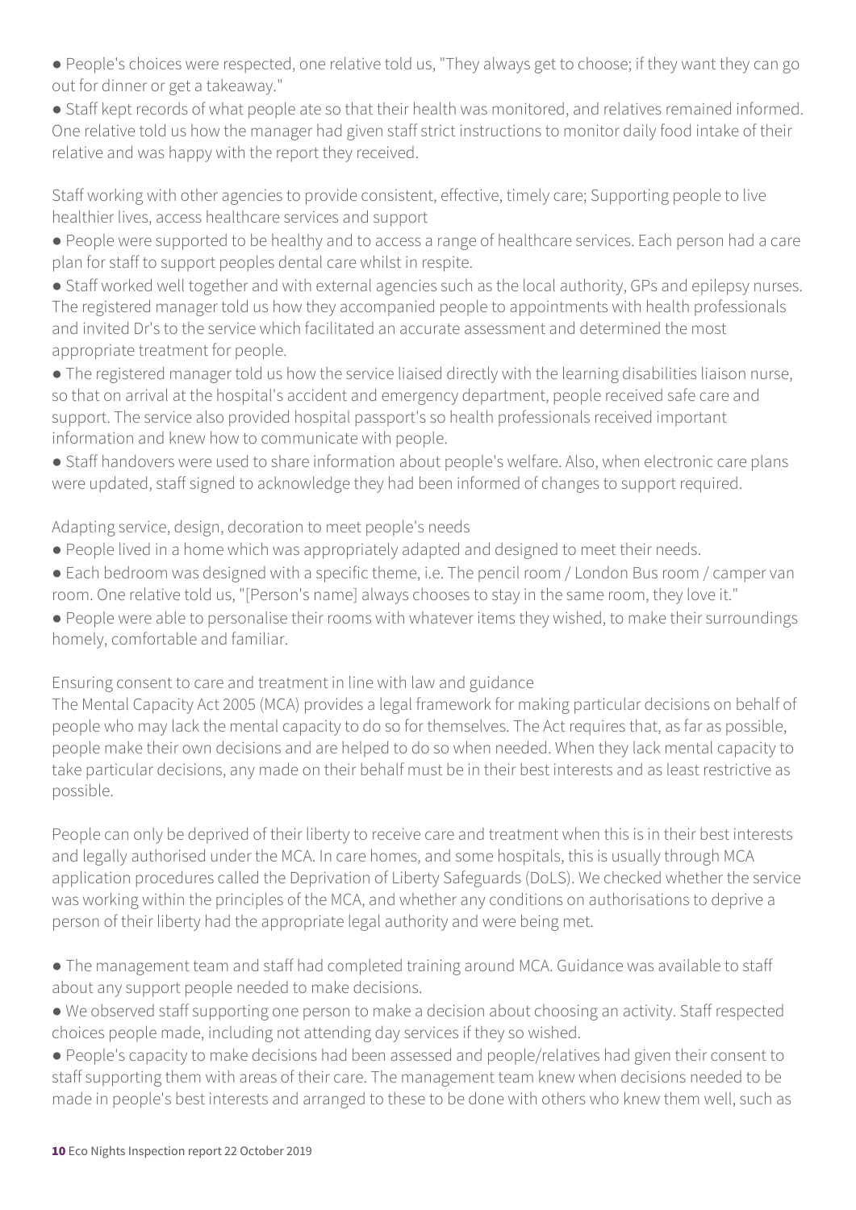- People's choices were respected, one relative told us, "They always get to choose; if they want they can go out for dinner or get a takeaway."
- Staff kept records of what people ate so that their health was monitored, and relatives remained informed. One relative told us how the manager had given staff strict instructions to monitor daily food intake of their relative and was happy with the report they received.

Staff working with other agencies to provide consistent, effective, timely care; Supporting people to live healthier lives, access healthcare services and support

- People were supported to be healthy and to access a range of healthcare services. Each person had a care plan for staff to support peoples dental care whilst in respite.
- Staff worked well together and with external agencies such as the local authority, GPs and epilepsy nurses. The registered manager told us how they accompanied people to appointments with health professionals and invited Dr's to the service which facilitated an accurate assessment and determined the most appropriate treatment for people.
- The registered manager told us how the service liaised directly with the learning disabilities liaison nurse, so that on arrival at the hospital's accident and emergency department, people received safe care and support. The service also provided hospital passport's so health professionals received important information and knew how to communicate with people.
- Staff handovers were used to share information about people's welfare. Also, when electronic care plans were updated, staff signed to acknowledge they had been informed of changes to support required.

Adapting service, design, decoration to meet people's needs

- People lived in a home which was appropriately adapted and designed to meet their needs.
- Each bedroom was designed with a specific theme, i.e. The pencil room / London Bus room / camper van room. One relative told us, "[Person's name] always chooses to stay in the same room, they love it."
- People were able to personalise their rooms with whatever items they wished, to make their surroundings homely, comfortable and familiar.

Ensuring consent to care and treatment in line with law and guidance

The Mental Capacity Act 2005 (MCA) provides a legal framework for making particular decisions on behalf of people who may lack the mental capacity to do so for themselves. The Act requires that, as far as possible, people make their own decisions and are helped to do so when needed. When they lack mental capacity to take particular decisions, any made on their behalf must be in their best interests and as least restrictive as possible.

People can only be deprived of their liberty to receive care and treatment when this is in their best interests and legally authorised under the MCA. In care homes, and some hospitals, this is usually through MCA application procedures called the Deprivation of Liberty Safeguards (DoLS). We checked whether the service was working within the principles of the MCA, and whether any conditions on authorisations to deprive a person of their liberty had the appropriate legal authority and were being met.

- The management team and staff had completed training around MCA. Guidance was available to staff about any support people needed to make decisions.
- We observed staff supporting one person to make a decision about choosing an activity. Staff respected choices people made, including not attending day services if they so wished.
- People's capacity to make decisions had been assessed and people/relatives had given their consent to staff supporting them with areas of their care. The management team knew when decisions needed to be made in people's best interests and arranged to these to be done with others who knew them well, such as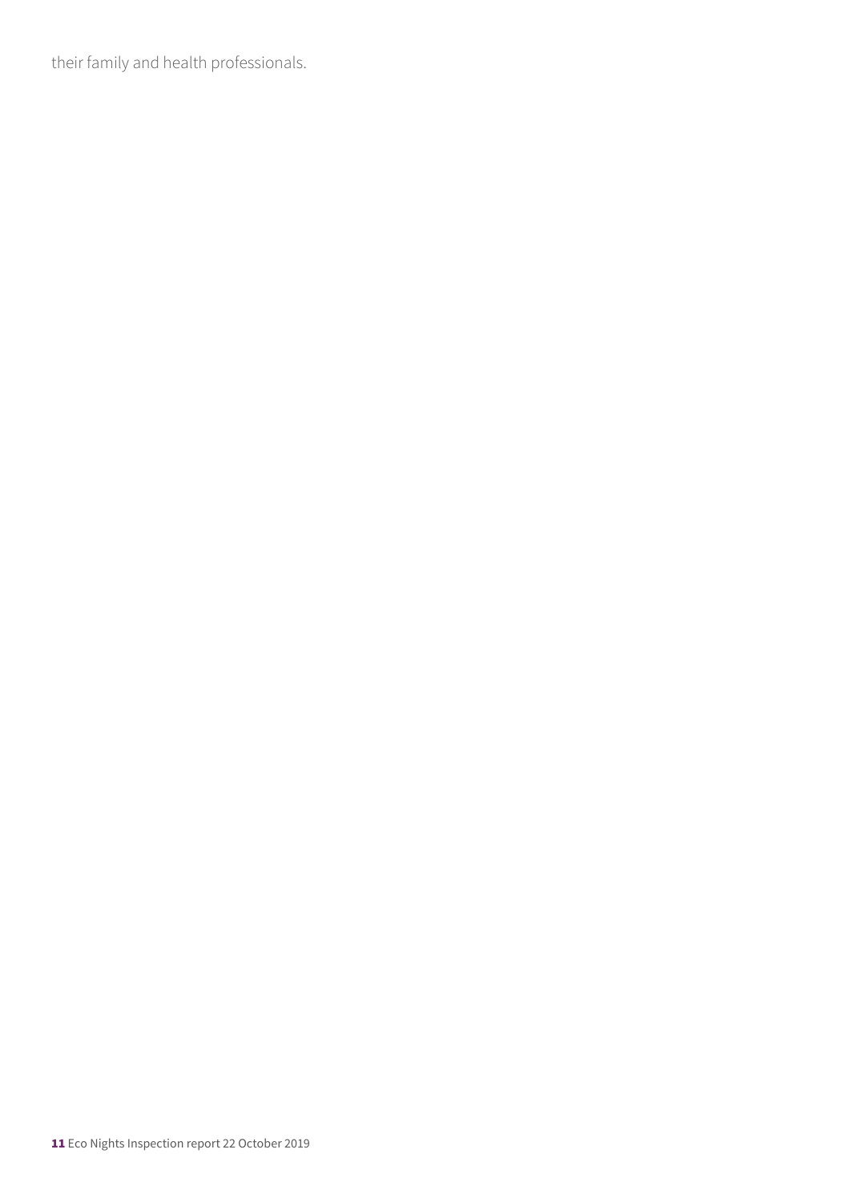their family and health professionals.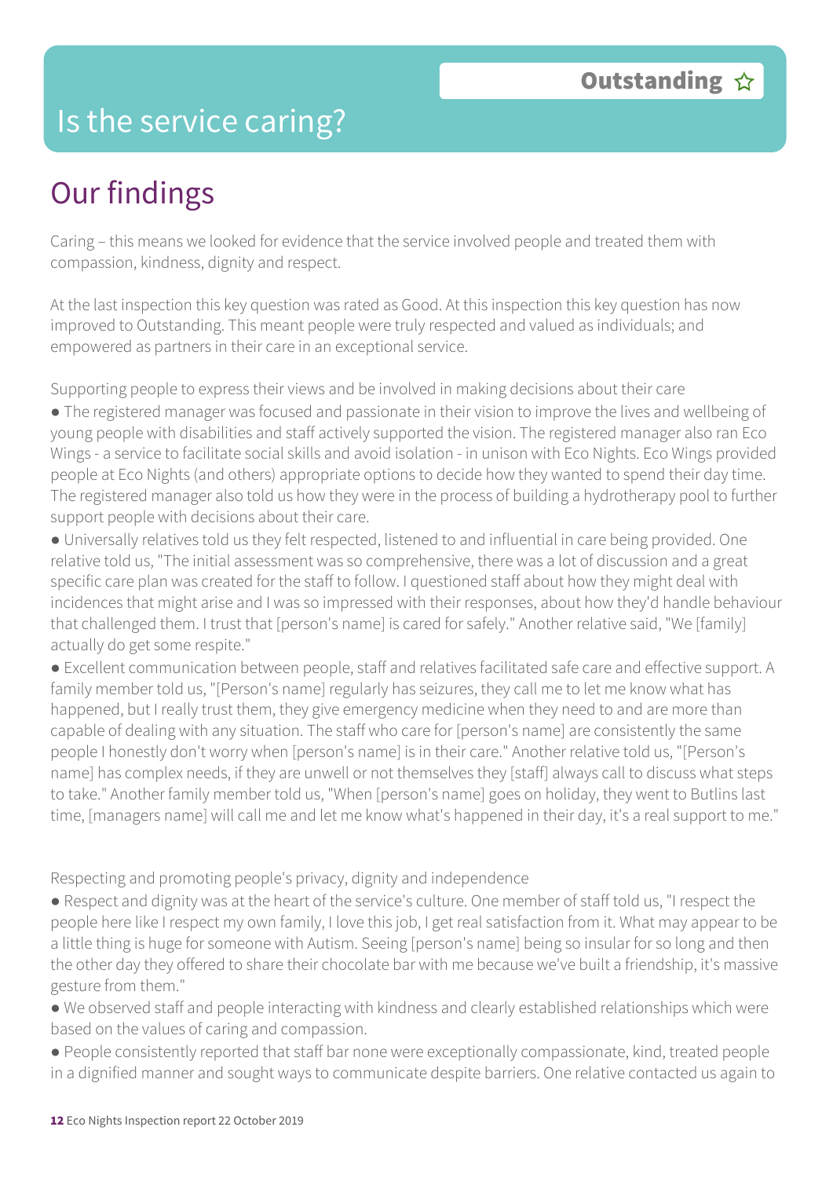# Is the service caring?

**Outstanding** ☆

## Our findings

Caring – this means we looked for evidence that the service involved people and treated them with compassion, kindness, dignity and respect.

At the last inspection this key question was rated as Good. At this inspection this key question has now improved to Outstanding. This meant people were truly respected and valued as individuals; and empowered as partners in their care in an exceptional service.

Supporting people to express their views and be involved in making decisions about their care

- The registered manager was focused and passionate in their vision to improve the lives and wellbeing of young people with disabilities and staff actively supported the vision. The registered manager also ran Eco Wings - a service to facilitate social skills and avoid isolation - in unison with Eco Nights. Eco Wings provided people at Eco Nights (and others) appropriate options to decide how they wanted to spend their day time. The registered manager also told us how they were in the process of building a hydrotherapy pool to further support people with decisions about their care.
- Universally relatives told us they felt respected, listened to and influential in care being provided. One relative told us, "The initial assessment was so comprehensive, there was a lot of discussion and a great specific care plan was created for the staff to follow. I questioned staff about how they might deal with incidences that might arise and I was so impressed with their responses, about how they'd handle behaviour that challenged them. I trust that [person's name] is cared for safely." Another relative said, "We [family] actually do get some respite."
- Excellent communication between people, staff and relatives facilitated safe care and effective support. A family member told us, "[Person's name] regularly has seizures, they call me to let me know what has happened, but I really trust them, they give emergency medicine when they need to and are more than capable of dealing with any situation. The staff who care for [person's name] are consistently the same people I honestly don't worry when [person's name] is in their care." Another relative told us, "[Person's name] has complex needs, if they are unwell or not themselves they [staff] always call to discuss what steps to take." Another family member told us, "When [person's name] goes on holiday, they went to Butlins last time, [managers name] will call me and let me know what's happened in their day, it's a real support to me."

Respecting and promoting people's privacy, dignity and independence

- Respect and dignity was at the heart of the service's culture. One member of staff told us, "I respect the people here like I respect my own family, I love this job, I get real satisfaction from it. What may appear to be a little thing is huge for someone with Autism. Seeing [person's name] being so insular for so long and then the other day they offered to share their chocolate bar with me because we've built a friendship, it's massive gesture from them."
- We observed staff and people interacting with kindness and clearly established relationships which were based on the values of caring and compassion.
- People consistently reported that staff bar none were exceptionally compassionate, kind, treated people in a dignified manner and sought ways to communicate despite barriers. One relative contacted us again to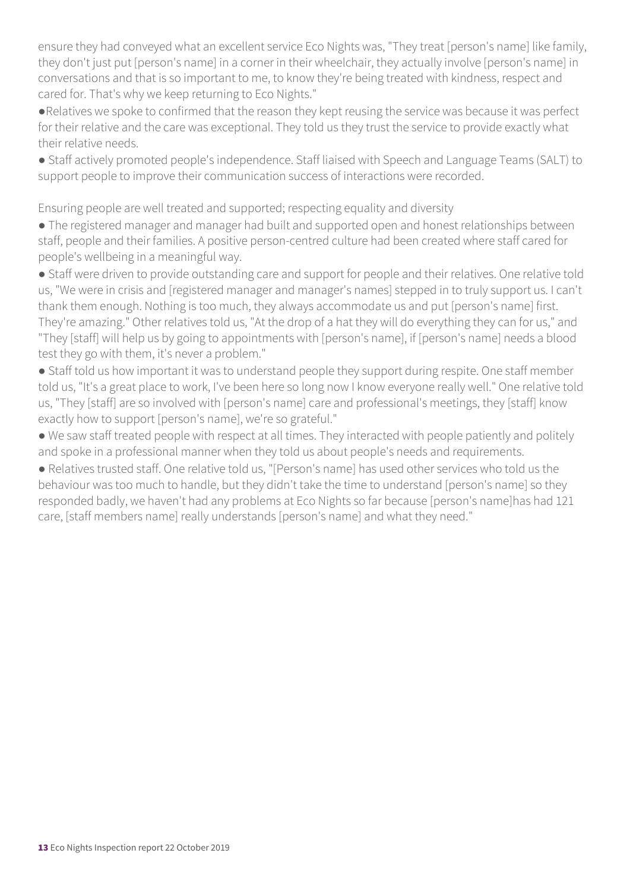ensure they had conveyed what an excellent service Eco Nights was, "They treat [person's name] like family, they don't just put [person's name] in a corner in their wheelchair, they actually involve [person's name] in conversations and that is so important to me, to know they're being treated with kindness, respect and cared for. That's why we keep returning to Eco Nights."

- Relatives we spoke to confirmed that the reason they kept reusing the service was because it was perfect for their relative and the care was exceptional. They told us they trust the service to provide exactly what their relative needs.
- Staff actively promoted people's independence. Staff liaised with Speech and Language Teams (SALT) to support people to improve their communication success of interactions were recorded.

Ensuring people are well treated and supported; respecting equality and diversity

- The registered manager and manager had built and supported open and honest relationships between staff, people and their families. A positive person-centred culture had been created where staff cared for people's wellbeing in a meaningful way.
- Staff were driven to provide outstanding care and support for people and their relatives. One relative told us, "We were in crisis and [registered manager and manager's names] stepped in to truly support us. I can't thank them enough. Nothing is too much, they always accommodate us and put [person's name] first. They're amazing." Other relatives told us, "At the drop of a hat they will do everything they can for us," and "They [staff] will help us by going to appointments with [person's name], if [person's name] needs a blood test they go with them, it's never a problem."
- Staff told us how important it was to understand people they support during respite. One staff member told us, "It's a great place to work, I've been here so long now I know everyone really well." One relative told us, "They [staff] are so involved with [person's name] care and professional's meetings, they [staff] know exactly how to support [person's name], we're so grateful."
- We saw staff treated people with respect at all times. They interacted with people patiently and politely and spoke in a professional manner when they told us about people's needs and requirements.
- Relatives trusted staff. One relative told us, "[Person's name] has used other services who told us the behaviour was too much to handle, but they didn't take the time to understand [person's name] so they responded badly, we haven't had any problems at Eco Nights so far because [person's name]has had 121 care, [staff members name] really understands [person's name] and what they need."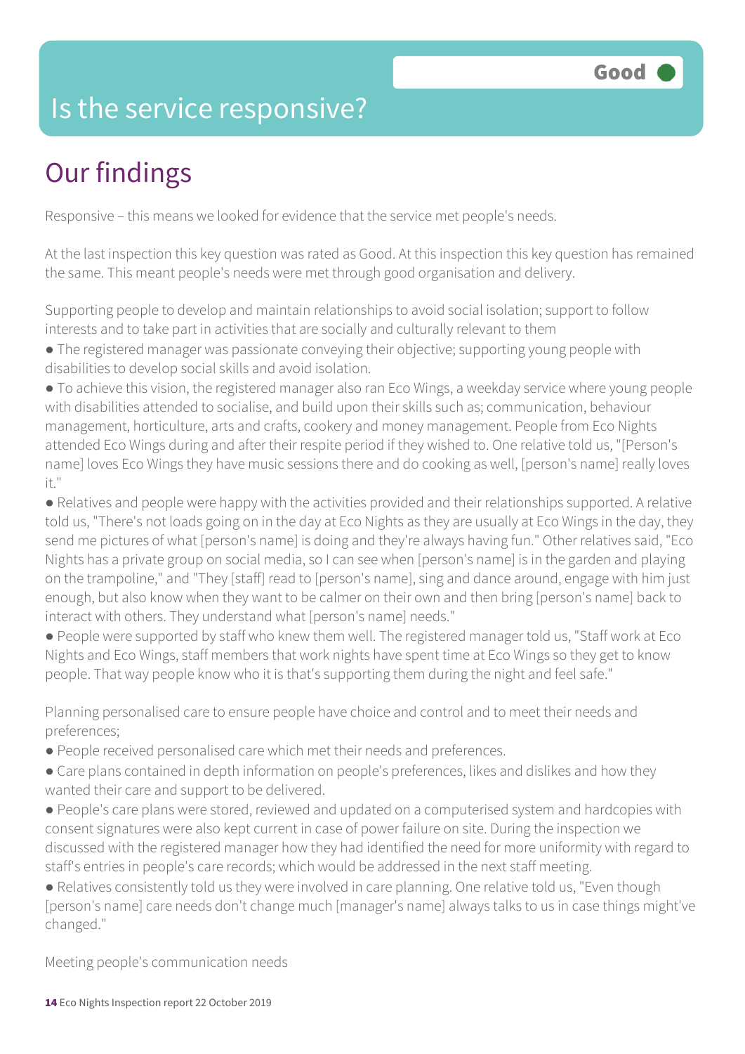# Is the service responsive?

**Good**

## Our findings

Responsive – this means we looked for evidence that the service met people's needs.

At the last inspection this key question was rated as Good. At this inspection this key question has remained the same. This meant people's needs were met through good organisation and delivery.

Supporting people to develop and maintain relationships to avoid social isolation; support to follow interests and to take part in activities that are socially and culturally relevant to them

- The registered manager was passionate conveying their objective; supporting young people with disabilities to develop social skills and avoid isolation.
- To achieve this vision, the registered manager also ran Eco Wings, a weekday service where young people with disabilities attended to socialise, and build upon their skills such as; communication, behaviour management, horticulture, arts and crafts, cookery and money management. People from Eco Nights attended Eco Wings during and after their respite period if they wished to. One relative told us, "[Person's name] loves Eco Wings they have music sessions there and do cooking as well, [person's name] really loves it."
- Relatives and people were happy with the activities provided and their relationships supported. A relative told us, "There's not loads going on in the day at Eco Nights as they are usually at Eco Wings in the day, they send me pictures of what [person's name] is doing and they're always having fun." Other relatives said, "Eco Nights has a private group on social media, so I can see when [person's name] is in the garden and playing on the trampoline," and "They [staff] read to [person's name], sing and dance around, engage with him just enough, but also know when they want to be calmer on their own and then bring [person's name] back to interact with others. They understand what [person's name] needs."
- People were supported by staff who knew them well. The registered manager told us, "Staff work at Eco Nights and Eco Wings, staff members that work nights have spent time at Eco Wings so they get to know people. That way people know who it is that's supporting them during the night and feel safe."

Planning personalised care to ensure people have choice and control and to meet their needs and preferences;

- People received personalised care which met their needs and preferences.
- Care plans contained in depth information on people's preferences, likes and dislikes and how they wanted their care and support to be delivered.
- People's care plans were stored, reviewed and updated on a computerised system and hardcopies with consent signatures were also kept current in case of power failure on site. During the inspection we discussed with the registered manager how they had identified the need for more uniformity with regard to staff's entries in people's care records; which would be addressed in the next staff meeting.
- Relatives consistently told us they were involved in care planning. One relative told us, "Even though [person's name] care needs don't change much [manager's name] always talks to us in case things might've changed."

Meeting people's communication needs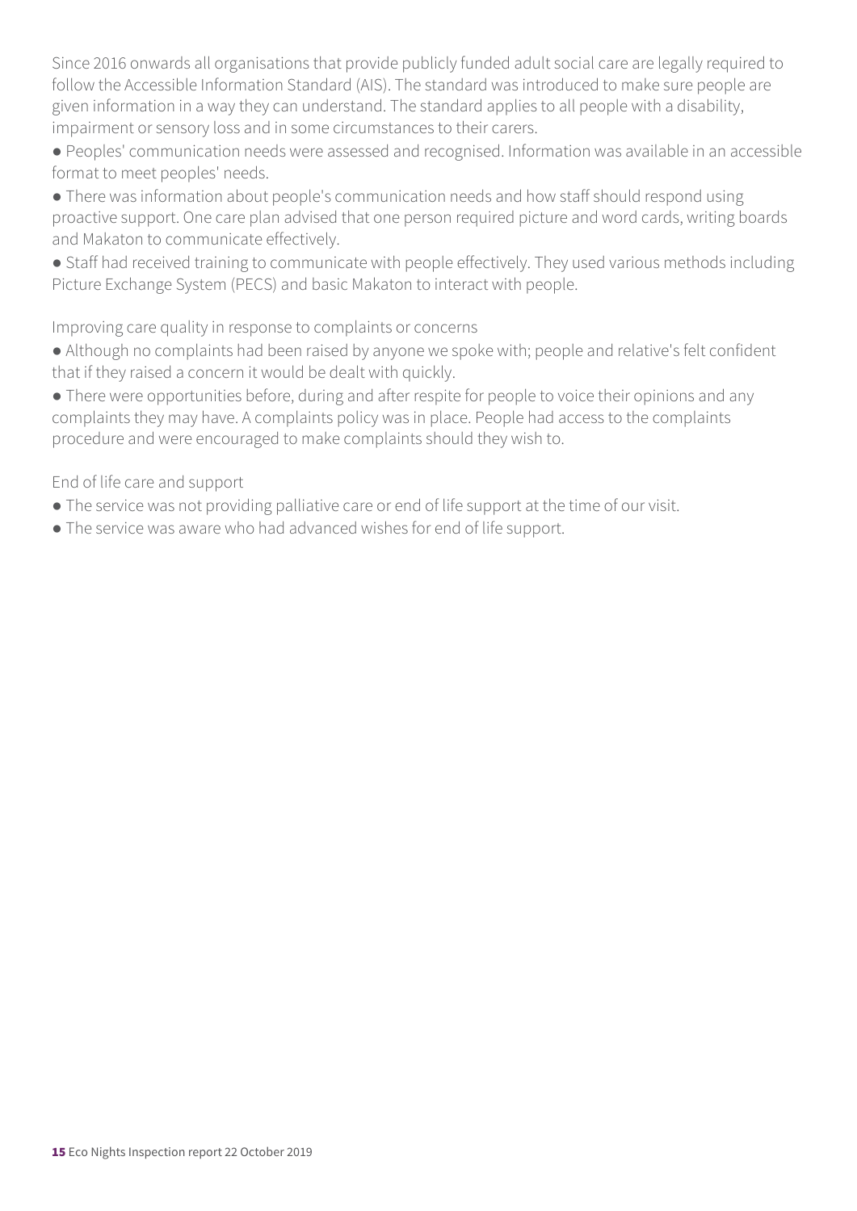Since 2016 onwards all organisations that provide publicly funded adult social care are legally required to follow the Accessible Information Standard (AIS). The standard was introduced to make sure people are given information in a way they can understand. The standard applies to all people with a disability, impairment or sensory loss and in some circumstances to their carers.

- Peoples' communication needs were assessed and recognised. Information was available in an accessible format to meet peoples' needs.
- There was information about people's communication needs and how staff should respond using proactive support. One care plan advised that one person required picture and word cards, writing boards and Makaton to communicate effectively.
- Staff had received training to communicate with people effectively. They used various methods including Picture Exchange System (PECS) and basic Makaton to interact with people.

Improving care quality in response to complaints or concerns

- Although no complaints had been raised by anyone we spoke with; people and relative's felt confident that if they raised a concern it would be dealt with quickly.
- There were opportunities before, during and after respite for people to voice their opinions and any complaints they may have. A complaints policy was in place. People had access to the complaints procedure and were encouraged to make complaints should they wish to.

End of life care and support

- The service was not providing palliative care or end of life support at the time of our visit.
- The service was aware who had advanced wishes for end of life support.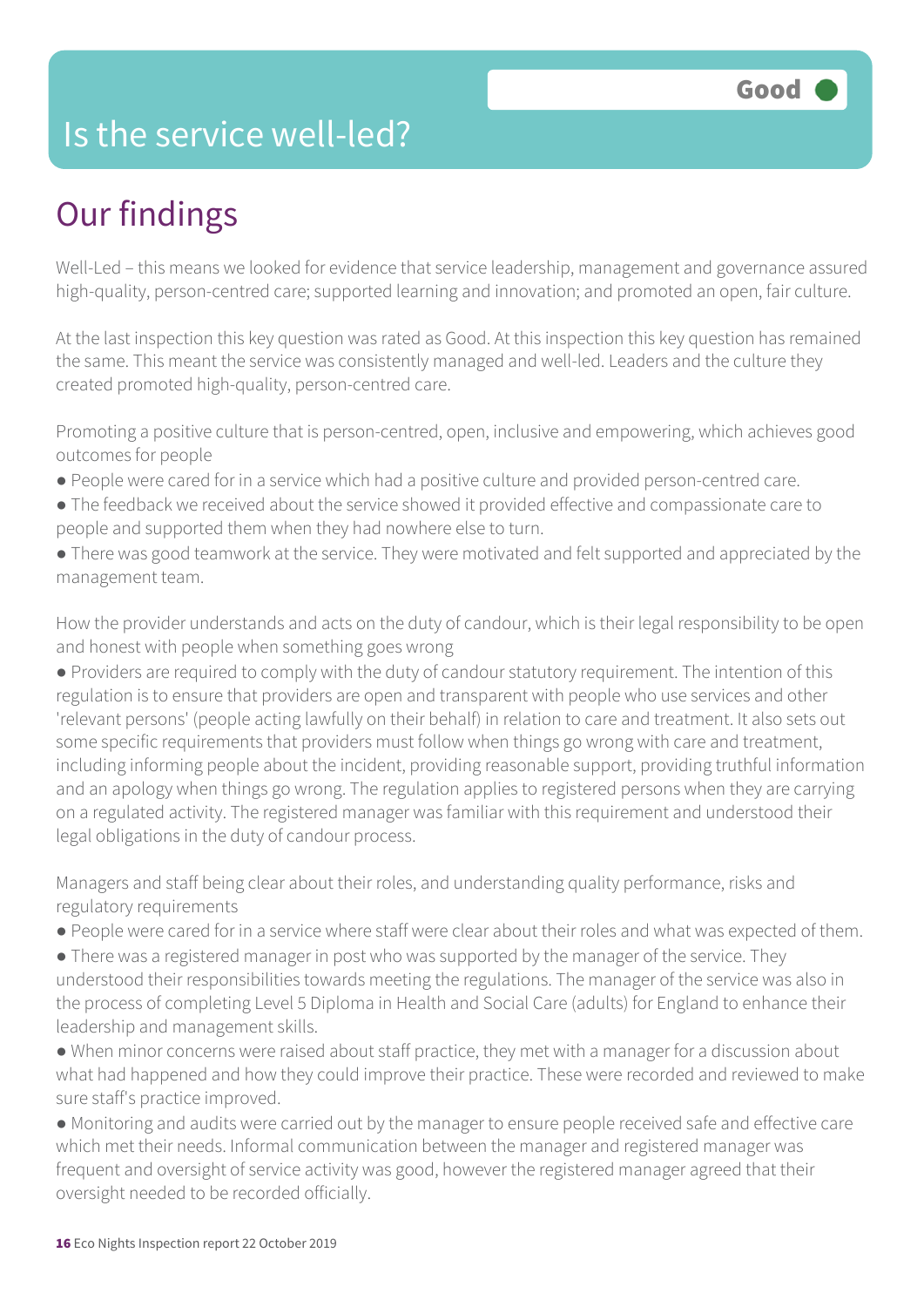# Is the service well-led?

**Good**

## Our findings

Well-Led – this means we looked for evidence that service leadership, management and governance assured high-quality, person-centred care; supported learning and innovation; and promoted an open, fair culture.

At the last inspection this key question was rated as Good. At this inspection this key question has remained the same. This meant the service was consistently managed and well-led. Leaders and the culture they created promoted high-quality, person-centred care.

Promoting a positive culture that is person-centred, open, inclusive and empowering, which achieves good outcomes for people

- People were cared for in a service which had a positive culture and provided person-centred care.
- The feedback we received about the service showed it provided effective and compassionate care to people and supported them when they had nowhere else to turn.
- There was good teamwork at the service. They were motivated and felt supported and appreciated by the management team.

How the provider understands and acts on the duty of candour, which is their legal responsibility to be open and honest with people when something goes wrong

- Providers are required to comply with the duty of candour statutory requirement. The intention of this regulation is to ensure that providers are open and transparent with people who use services and other 'relevant persons' (people acting lawfully on their behalf) in relation to care and treatment. It also sets out some specific requirements that providers must follow when things go wrong with care and treatment, including informing people about the incident, providing reasonable support, providing truthful information and an apology when things go wrong. The regulation applies to registered persons when they are carrying on a regulated activity. The registered manager was familiar with this requirement and understood their legal obligations in the duty of candour process.

Managers and staff being clear about their roles, and understanding quality performance, risks and regulatory requirements

- People were cared for in a service where staff were clear about their roles and what was expected of them.
- There was a registered manager in post who was supported by the manager of the service. They understood their responsibilities towards meeting the regulations. The manager of the service was also in the process of completing Level 5 Diploma in Health and Social Care (adults) for England to enhance their leadership and management skills.
- When minor concerns were raised about staff practice, they met with a manager for a discussion about what had happened and how they could improve their practice. These were recorded and reviewed to make sure staff's practice improved.
- Monitoring and audits were carried out by the manager to ensure people received safe and effective care which met their needs. Informal communication between the manager and registered manager was frequent and oversight of service activity was good, however the registered manager agreed that their oversight needed to be recorded officially.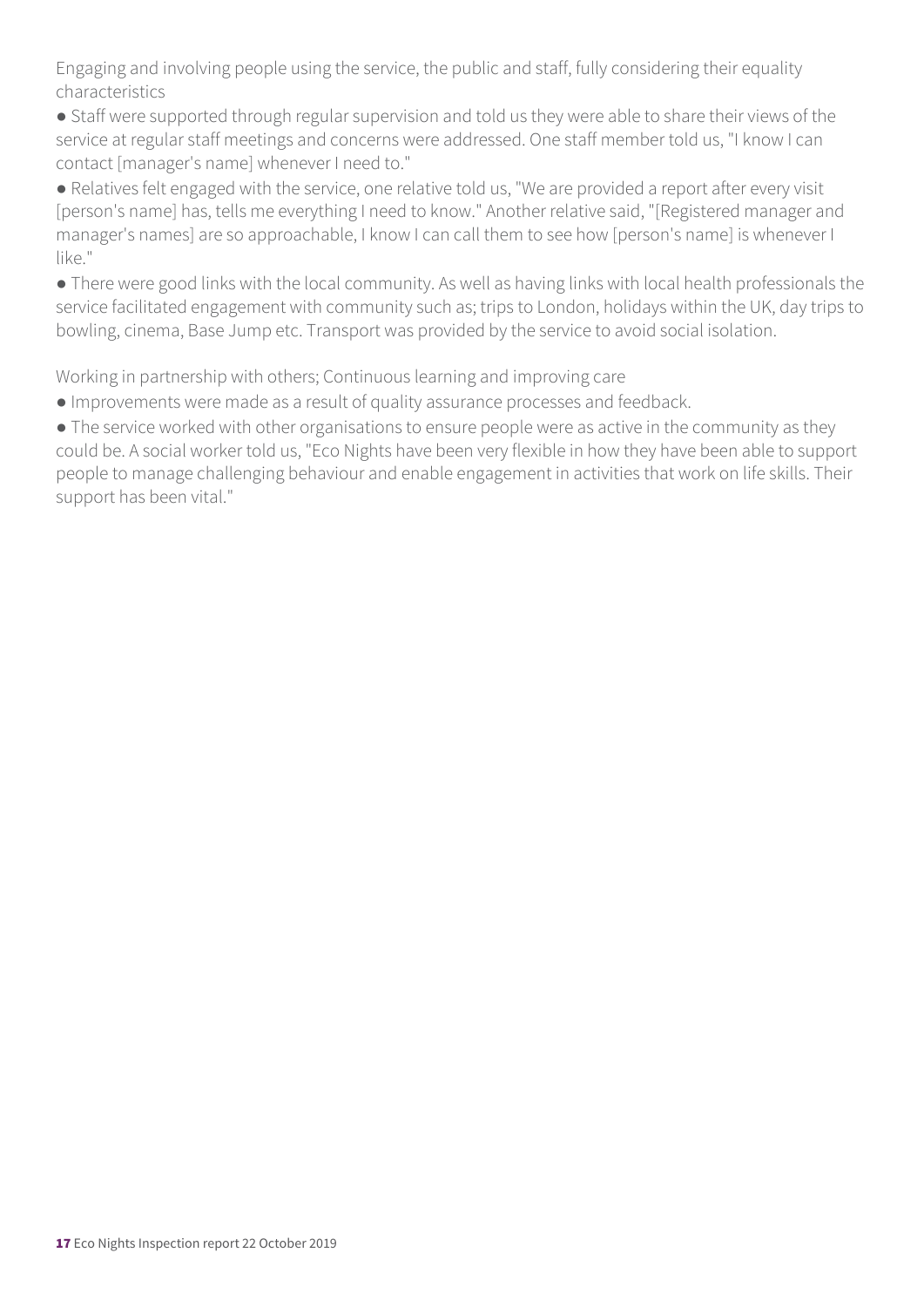Engaging and involving people using the service, the public and staff, fully considering their equality characteristics

- Staff were supported through regular supervision and told us they were able to share their views of the service at regular staff meetings and concerns were addressed. One staff member told us, "I know I can contact [manager's name] whenever I need to."
- Relatives felt engaged with the service, one relative told us, "We are provided a report after every visit [person's name] has, tells me everything I need to know." Another relative said, "[Registered manager and manager's names] are so approachable, I know I can call them to see how [person's name] is whenever I like."
- There were good links with the local community. As well as having links with local health professionals the service facilitated engagement with community such as; trips to London, holidays within the UK, day trips to bowling, cinema, Base Jump etc. Transport was provided by the service to avoid social isolation.

Working in partnership with others; Continuous learning and improving care

- Improvements were made as a result of quality assurance processes and feedback.
- The service worked with other organisations to ensure people were as active in the community as they could be. A social worker told us, "Eco Nights have been very flexible in how they have been able to support people to manage challenging behaviour and enable engagement in activities that work on life skills. Their support has been vital."